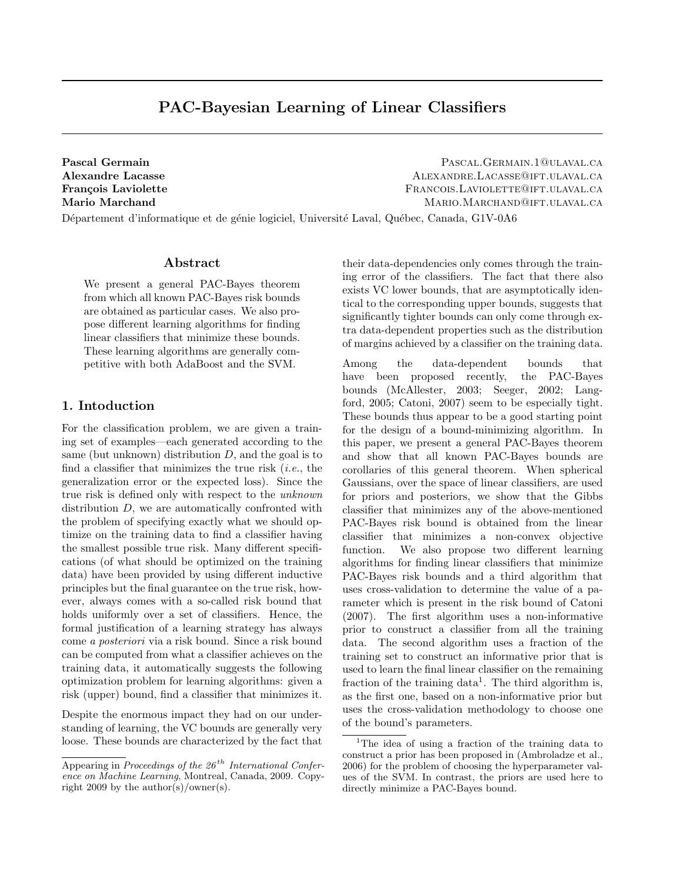# PAC-Bayesian Learning of Linear Classifiers

**Pascal Germain** Pascal.Germain.1@ulaval.ca
**Alexandre Lacasse** Alexandre.Lacasse@ift.ulaval.ca
**François Laviolette** Francois.Laviolette@ift.ulaval.ca
**Mario Marchand** Mario.Marchand@ift.ulaval.ca

Département d'informatique et de génie logiciel, Université Laval, Québec, Canada, G1V-0A6

## Abstract

We present a general PAC-Bayes theorem from which all known PAC-Bayes risk bounds are obtained as particular cases. We also propose different learning algorithms for finding linear classifiers that minimize these bounds. These learning algorithms are generally competitive with both AdaBoost and the SVM.

## 1. Intoduction

For the classification problem, we are given a training set of examples—each generated according to the same (but unknown) distribution $D$, and the goal is to find a classifier that minimizes the true risk (*i.e.*, the generalization error or the expected loss). Since the true risk is defined only with respect to the *unknown* distribution $D$, we are automatically confronted with the problem of specifying exactly what we should optimize on the training data to find a classifier having the smallest possible true risk. Many different specifications (of what should be optimized on the training data) have been provided by using different inductive principles but the final guarantee on the true risk, however, always comes with a so-called risk bound that holds uniformly over a set of classifiers. Hence, the formal justification of a learning strategy has always come *a posteriori* via a risk bound. Since a risk bound can be computed from what a classifier achieves on the training data, it automatically suggests the following optimization problem for learning algorithms: given a risk (upper) bound, find a classifier that minimizes it.

Despite the enormous impact they had on our understanding of learning, the VC bounds are generally very loose. These bounds are characterized by the fact that their data-dependencies only comes through the training error of the classifiers. The fact that there also exists VC lower bounds, that are asymptotically identical to the corresponding upper bounds, suggests that significantly tighter bounds can only come through extra data-dependent properties such as the distribution of margins achieved by a classifier on the training data.

Among the data-dependent bounds that have been proposed recently, the PAC-Bayes bounds (McAllester, 2003; Seeger, 2002; Langford, 2005; Catoni, 2007) seem to be especially tight. These bounds thus appear to be a good starting point for the design of a bound-minimizing algorithm. In this paper, we present a general PAC-Bayes theorem and show that all known PAC-Bayes bounds are corollaries of this general theorem. When spherical Gaussians, over the space of linear classifiers, are used for priors and posteriors, we show that the Gibbs classifier that minimizes any of the above-mentioned PAC-Bayes risk bound is obtained from the linear classifier that minimizes a non-convex objective function. We also propose two different learning algorithms for finding linear classifiers that minimize PAC-Bayes risk bounds and a third algorithm that uses cross-validation to determine the value of a parameter which is present in the risk bound of Catoni (2007). The first algorithm uses a non-informative prior to construct a classifier from all the training data. The second algorithm uses a fraction of the training set to construct an informative prior that is used to learn the final linear classifier on the remaining fraction of the training data[1]. The third algorithm is, as the first one, based on a non-informative prior but uses the cross-validation methodology to choose one of the bound's parameters.

[1] The idea of using a fraction of the training data to construct a prior has been proposed in (Ambroladze et al., 2006) for the problem of choosing the hyperparameter values of the SVM. In contrast, the priors are used here to directly minimize a PAC-Bayes bound.

Appearing in *Proceedings of the 26th International Conference on Machine Learning*, Montreal, Canada, 2009. Copyright 2009 by the author(s)/owner(s).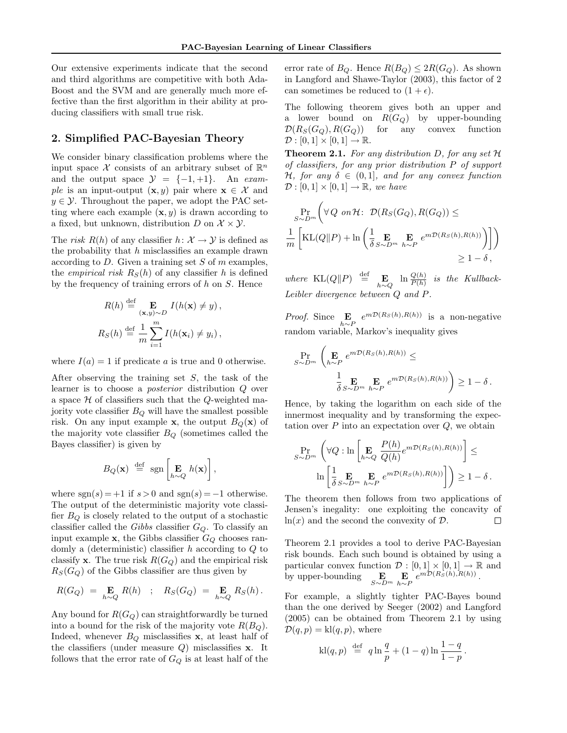Our extensive experiments indicate that the second and third algorithms are competitive with both AdaBoost and the SVM and are generally much more effective than the first algorithm in their ability at producing classifiers with small true risk.

## 2. Simplified PAC-Bayesian Theory

We consider binary classification problems where the input space $\mathcal{X}$ consists of an arbitrary subset of $\mathbb{R}^n$ and the output space $\mathcal{Y} = \{-1, +1\}$. An *example* is an input-output $(\mathbf{x}, y)$ pair where $\mathbf{x} \in \mathcal{X}$ and $y \in \mathcal{Y}$. Throughout the paper, we adopt the PAC setting where each example $(\mathbf{x}, y)$ is drawn according to a fixed, but unknown, distribution $D$ on $\mathcal{X} \times \mathcal{Y}$.

The *risk* $R(h)$ of any classifier $h \colon \mathcal{X} \to \mathcal{Y}$ is defined as the probability that $h$ misclassifies an example drawn according to $D$. Given a training set $S$ of $m$ examples, the *empirical risk* $R_S(h)$ of any classifier $h$ is defined by the frequency of training errors of $h$ on $S$. Hence

$$R(h) \stackrel{\text{def}}{=} \mathop{\mathbf{E}}_{(\mathbf{x},y)\sim D} I(h(\mathbf{x}) \neq y)\,,$$

$$R_S(h) \stackrel{\text{def}}{=} \frac{1}{m}\sum_{i=1}^{m} I(h(\mathbf{x}_i) \neq y_i)\,,$$

where $I(a) = 1$ if predicate $a$ is true and 0 otherwise.

After observing the training set $S$, the task of the learner is to choose a *posterior* distribution $Q$ over a space $\mathcal{H}$ of classifiers such that the $Q$-weighted majority vote classifier $B_Q$ will have the smallest possible risk. On any input example $\mathbf{x}$, the output $B_Q(\mathbf{x})$ of the majority vote classifier $B_Q$ (sometimes called the Bayes classifier) is given by

$$B_Q(\mathbf{x}) \stackrel{\text{def}}{=} \operatorname{sgn}\left[\mathop{\mathbf{E}}_{h\sim Q} h(\mathbf{x})\right],$$

where $\operatorname{sgn}(s) = +1$ if $s > 0$ and $\operatorname{sgn}(s) = -1$ otherwise. The output of the deterministic majority vote classifier $B_Q$ is closely related to the output of a stochastic classifier called the *Gibbs* classifier $G_Q$. To classify an input example $\mathbf{x}$, the Gibbs classifier $G_Q$ chooses randomly a (deterministic) classifier $h$ according to $Q$ to classify $\mathbf{x}$. The true risk $R(G_Q)$ and the empirical risk $R_S(G_Q)$ of the Gibbs classifier are thus given by

$$R(G_Q) \;=\; \mathop{\mathbf{E}}_{h\sim Q} R(h) \quad ; \quad R_S(G_Q) \;=\; \mathop{\mathbf{E}}_{h\sim Q} R_S(h)\,.$$

Any bound for $R(G_Q)$ can straightforwardly be turned into a bound for the risk of the majority vote $R(B_Q)$. Indeed, whenever $B_Q$ misclassifies $\mathbf{x}$, at least half of the classifiers (under measure $Q$) misclassifies $\mathbf{x}$. It follows that the error rate of $G_Q$ is at least half of the error rate of $B_Q$. Hence $R(B_Q) \leq 2R(G_Q)$. As shown in Langford and Shawe-Taylor (2003), this factor of 2 can sometimes be reduced to $(1 + \epsilon)$.

The following theorem gives both an upper and a lower bound on $R(G_Q)$ by upper-bounding $\mathcal{D}(R_S(G_Q), R(G_Q))$ for any convex function $\mathcal{D} : [0,1] \times [0,1] \to \mathbb{R}$.

**Theorem 2.1.** *For any distribution $D$, for any set $\mathcal{H}$ of classifiers, for any prior distribution $P$ of support $\mathcal{H}$, for any $\delta \in (0,1]$, and for any convex function $\mathcal{D} : [0,1] \times [0,1] \to \mathbb{R}$, we have*

$$\Pr_{S\sim D^m}\Bigg(\forall\, Q \text{ on } \mathcal{H}\colon\; \mathcal{D}(R_S(G_Q), R(G_Q)) \leq \frac{1}{m}\left[\mathrm{KL}(Q\|P) + \ln\left(\frac{1}{\delta}\mathop{\mathbf{E}}_{S\sim D^m}\mathop{\mathbf{E}}_{h\sim P} e^{m\mathcal{D}(R_S(h),R(h))}\right)\right]\Bigg) \geq 1-\delta\,,$$

*where* $\mathrm{KL}(Q\|P) \stackrel{\text{def}}{=} \mathop{\mathbf{E}}_{h\sim Q} \ln\frac{Q(h)}{P(h)}$ *is the Kullback-Leibler divergence between $Q$ and $P$.*

*Proof.* Since $\mathop{\mathbf{E}}_{h\sim P} e^{m\mathcal{D}(R_S(h),R(h))}$ is a non-negative random variable, Markov's inequality gives

$$\Pr_{S\sim D^m}\left(\mathop{\mathbf{E}}_{h\sim P} e^{m\mathcal{D}(R_S(h),R(h))} \leq \frac{1}{\delta}\mathop{\mathbf{E}}_{S\sim D^m}\mathop{\mathbf{E}}_{h\sim P} e^{m\mathcal{D}(R_S(h),R(h))}\right) \geq 1-\delta\,.$$

Hence, by taking the logarithm on each side of the innermost inequality and by transforming the expectation over $P$ into an expectation over $Q$, we obtain

$$\Pr_{S\sim D^m}\left(\forall Q : \ln\left[\mathop{\mathbf{E}}_{h\sim Q}\frac{P(h)}{Q(h)} e^{m\mathcal{D}(R_S(h),R(h))}\right] \leq \ln\left[\frac{1}{\delta}\mathop{\mathbf{E}}_{S\sim D^m}\mathop{\mathbf{E}}_{h\sim P} e^{m\mathcal{D}(R_S(h),R(h))}\right]\right) \geq 1-\delta\,.$$

The theorem then follows from two applications of Jensen's inegality: one exploiting the concavity of $\ln(x)$ and the second the convexity of $\mathcal{D}$. ∎

Theorem 2.1 provides a tool to derive PAC-Bayesian risk bounds. Each such bound is obtained by using a particular convex function $\mathcal{D} : [0,1] \times [0,1] \to \mathbb{R}$ and by upper-bounding $\mathop{\mathbf{E}}_{S\sim D^m}\mathop{\mathbf{E}}_{h\sim P} e^{m\mathcal{D}(R_S(h),R(h))}$.

For example, a slightly tighter PAC-Bayes bound than the one derived by Seeger (2002) and Langford (2005) can be obtained from Theorem 2.1 by using $\mathcal{D}(q,p) = \mathrm{kl}(q,p)$, where

$$\mathrm{kl}(q,p) \stackrel{\text{def}}{=} q\ln\frac{q}{p} + (1-q)\ln\frac{1-q}{1-p}\,.$$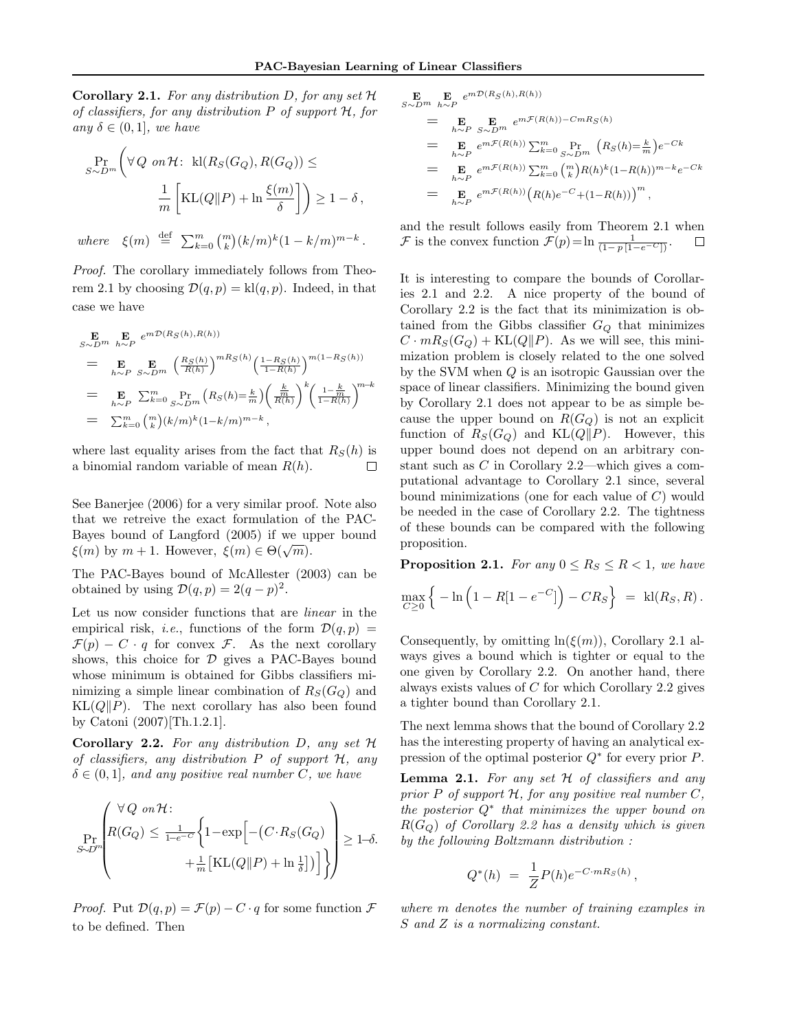**Corollary 2.1.** *For any distribution $D$, for any set $\mathcal{H}$ of classifiers, for any distribution $P$ of support $\mathcal{H}$, for any $\delta \in (0,1]$, we have*

$$\Pr_{S\sim D^m}\left(\forall\, Q \text{ on } \mathcal{H}\colon\ \mathrm{kl}(R_S(G_Q), R(G_Q)) \leq \frac{1}{m}\left[\mathrm{KL}(Q\|P) + \ln\frac{\xi(m)}{\delta}\right]\right) \geq 1-\delta\,,$$

*where* $\xi(m) \overset{\text{def}}{=} \sum_{k=0}^{m}\binom{m}{k}(k/m)^k(1-k/m)^{m-k}$.

*Proof.* The corollary immediately follows from Theorem 2.1 by choosing $\mathcal{D}(q,p) = \mathrm{kl}(q,p)$. Indeed, in that case we have

$$\begin{aligned}
&\mathop{\mathbf{E}}_{S\sim D^m}\ \mathop{\mathbf{E}}_{h\sim P}\ e^{m\mathcal{D}(R_S(h),R(h))}\\
&= \mathop{\mathbf{E}}_{h\sim P}\ \mathop{\mathbf{E}}_{S\sim D^m}\ \left(\tfrac{R_S(h)}{R(h)}\right)^{mR_S(h)}\left(\tfrac{1-R_S(h)}{1-R(h)}\right)^{m(1-R_S(h))}\\
&= \mathop{\mathbf{E}}_{h\sim P}\ \sum_{k=0}^{m}\Pr_{S\sim D^m}\left(R_S(h)=\tfrac{k}{m}\right)\left(\tfrac{\frac{k}{m}}{R(h)}\right)^{k}\left(\tfrac{1-\frac{k}{m}}{1-R(h)}\right)^{m-k}\\
&= \sum_{k=0}^{m}\binom{m}{k}(k/m)^k(1-k/m)^{m-k}\,,
\end{aligned}$$

where last equality arises from the fact that $R_S(h)$ is a binomial random variable of mean $R(h)$. $\square$

See Banerjee (2006) for a very similar proof. Note also that we retreive the exact formulation of the PAC-Bayes bound of Langford (2005) if we upper bound $\xi(m)$ by $m+1$. However, $\xi(m) \in \Theta(\sqrt{m})$.

The PAC-Bayes bound of McAllester (2003) can be obtained by using $\mathcal{D}(q,p) = 2(q-p)^2$.

Let us now consider functions that are *linear* in the empirical risk, *i.e.*, functions of the form $\mathcal{D}(q,p) = \mathcal{F}(p) - C\cdot q$ for convex $\mathcal{F}$. As the next corollary shows, this choice for $\mathcal{D}$ gives a PAC-Bayes bound whose minimum is obtained for Gibbs classifiers minimizing a simple linear combination of $R_S(G_Q)$ and $\mathrm{KL}(Q\|P)$. The next corollary has also been found by Catoni (2007)[Th.1.2.1].

**Corollary 2.2.** *For any distribution $D$, any set $\mathcal{H}$ of classifiers, any distribution $P$ of support $\mathcal{H}$, any $\delta \in (0,1]$, and any positive real number $C$, we have*

$$\Pr_{S\sim D^m}\left(\begin{array}{l}\forall\, Q \text{ on } \mathcal{H}\colon\\ R(G_Q) \leq \frac{1}{1-e^{-C}}\Big\{1-\exp\Big[-\big(C\cdot R_S(G_Q)\\ \qquad\qquad + \frac{1}{m}\big[\mathrm{KL}(Q\|P) + \ln\frac{1}{\delta}\big]\big)\Big]\Big\}\end{array}\right) \geq 1-\delta.$$

*Proof.* Put $\mathcal{D}(q,p) = \mathcal{F}(p) - C\cdot q$ for some function $\mathcal{F}$ to be defined. Then

$$\begin{aligned}
&\mathop{\mathbf{E}}_{S\sim D^m}\ \mathop{\mathbf{E}}_{h\sim P}\ e^{m\mathcal{D}(R_S(h),R(h))}\\
&= \mathop{\mathbf{E}}_{h\sim P}\ \mathop{\mathbf{E}}_{S\sim D^m}\ e^{m\mathcal{F}(R(h)) - CmR_S(h)}\\
&= \mathop{\mathbf{E}}_{h\sim P}\ e^{m\mathcal{F}(R(h))}\sum_{k=0}^{m}\Pr_{S\sim D^m}\left(R_S(h)=\tfrac{k}{m}\right)e^{-Ck}\\
&= \mathop{\mathbf{E}}_{h\sim P}\ e^{m\mathcal{F}(R(h))}\sum_{k=0}^{m}\binom{m}{k}R(h)^k(1-R(h))^{m-k}e^{-Ck}\\
&= \mathop{\mathbf{E}}_{h\sim P}\ e^{m\mathcal{F}(R(h))}\left(R(h)e^{-C}+(1-R(h))\right)^m,
\end{aligned}$$

and the result follows easily from Theorem 2.1 when $\mathcal{F}$ is the convex function $\mathcal{F}(p) = \ln\frac{1}{(1-p\,[1-e^{-C}])}$. $\square$

It is interesting to compare the bounds of Corollaries 2.1 and 2.2. A nice property of the bound of Corollary 2.2 is the fact that its minimization is obtained from the Gibbs classifier $G_Q$ that minimizes $C\cdot mR_S(G_Q) + \mathrm{KL}(Q\|P)$. As we will see, this minimization problem is closely related to the one solved by the SVM when $Q$ is an isotropic Gaussian over the space of linear classifiers. Minimizing the bound given by Corollary 2.1 does not appear to be as simple because the upper bound on $R(G_Q)$ is not an explicit function of $R_S(G_Q)$ and $\mathrm{KL}(Q\|P)$. However, this upper bound does not depend on an arbitrary constant such as $C$ in Corollary 2.2—which gives a computational advantage to Corollary 2.1 since, several bound minimizations (one for each value of $C$) would be needed in the case of Corollary 2.2. The tightness of these bounds can be compared with the following proposition.

**Proposition 2.1.** *For any $0 \leq R_S \leq R < 1$, we have*

$$\max_{C\geq 0}\left\{-\ln\left(1 - R[1-e^{-C}]\right) - CR_S\right\} \ = \ \mathrm{kl}(R_S, R)\,.$$

Consequently, by omitting $\ln(\xi(m))$, Corollary 2.1 always gives a bound which is tighter or equal to the one given by Corollary 2.2. On another hand, there always exists values of $C$ for which Corollary 2.2 gives a tighter bound than Corollary 2.1.

The next lemma shows that the bound of Corollary 2.2 has the interesting property of having an analytical expression of the optimal posterior $Q^*$ for every prior $P$.

**Lemma 2.1.** *For any set $\mathcal{H}$ of classifiers and any prior $P$ of support $\mathcal{H}$, for any positive real number $C$, the posterior $Q^*$ that minimizes the upper bound on $R(G_Q)$ of Corollary 2.2 has a density which is given by the following Boltzmann distribution :*

$$Q^*(h) \ = \ \frac{1}{Z}P(h)e^{-C\cdot mR_S(h)}\,,$$

*where $m$ denotes the number of training examples in $S$ and $Z$ is a normalizing constant.*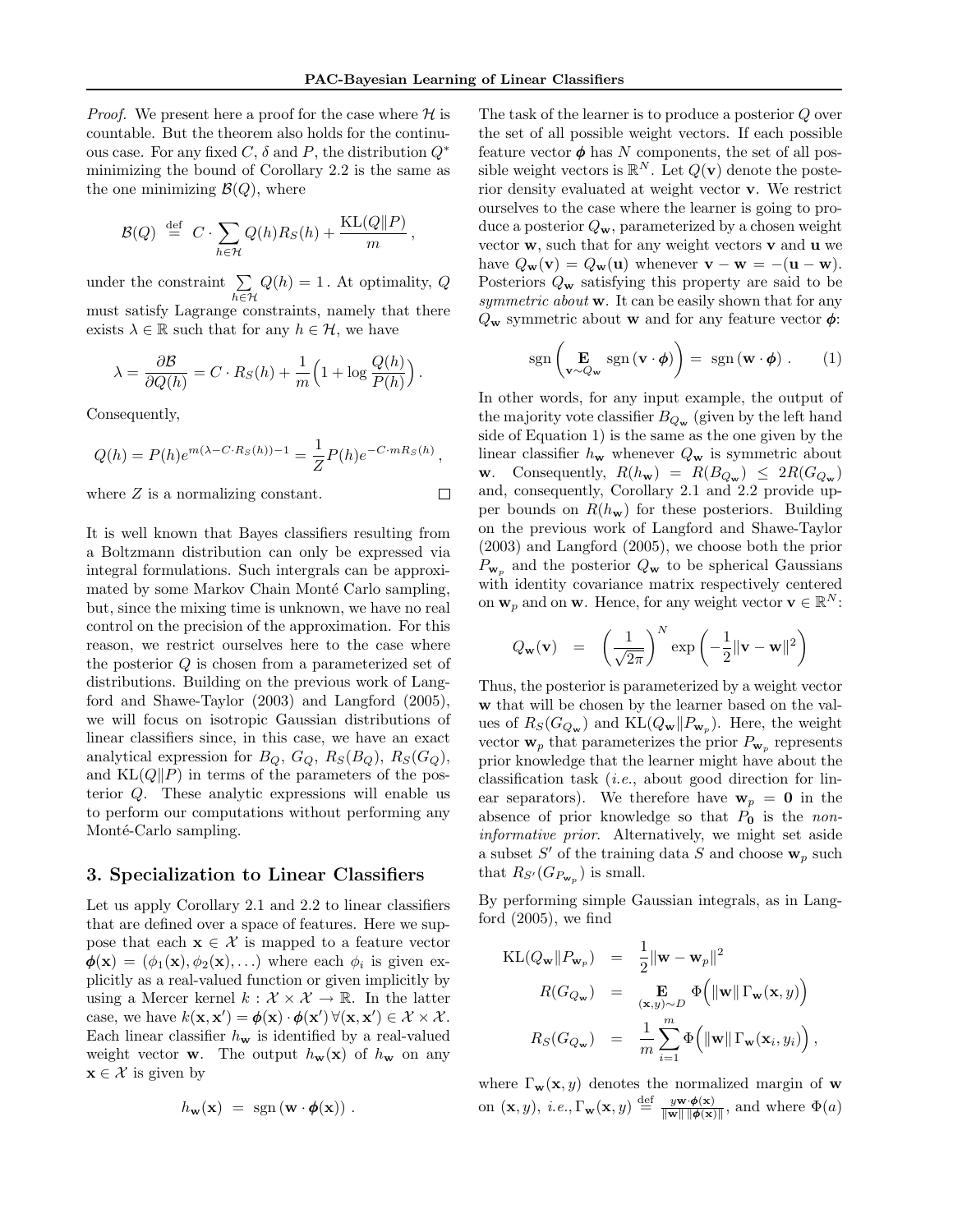*Proof.* We present here a proof for the case where $\mathcal{H}$ is countable. But the theorem also holds for the continuous case. For any fixed $C$, $\delta$ and $P$, the distribution $Q^*$ minimizing the bound of Corollary 2.2 is the same as the one minimizing $\mathcal{B}(Q)$, where

$$\mathcal{B}(Q) \stackrel{\text{def}}{=} C \cdot \sum_{h\in\mathcal{H}} Q(h) R_S(h) + \frac{\mathrm{KL}(Q\|P)}{m},$$

under the constraint $\sum_{h\in\mathcal{H}} Q(h) = 1$. At optimality, $Q$ must satisfy Lagrange constraints, namely that there exists $\lambda \in \mathbb{R}$ such that for any $h \in \mathcal{H}$, we have

$$\lambda = \frac{\partial \mathcal{B}}{\partial Q(h)} = C \cdot R_S(h) + \frac{1}{m}\Big(1 + \log \frac{Q(h)}{P(h)}\Big).$$

Consequently,

$$Q(h) = P(h) e^{m(\lambda - C\cdot R_S(h)) - 1} = \frac{1}{Z} P(h) e^{-C\cdot m R_S(h)},$$

where $Z$ is a normalizing constant. $\square$

It is well known that Bayes classifiers resulting from a Boltzmann distribution can only be expressed via integral formulations. Such intergrals can be approximated by some Markov Chain Monté Carlo sampling, but, since the mixing time is unknown, we have no real control on the precision of the approximation. For this reason, we restrict ourselves here to the case where the posterior $Q$ is chosen from a parameterized set of distributions. Building on the previous work of Langford and Shawe-Taylor (2003) and Langford (2005), we will focus on isotropic Gaussian distributions of linear classifiers since, in this case, we have an exact analytical expression for $B_Q$, $G_Q$, $R_S(B_Q)$, $R_S(G_Q)$, and $\mathrm{KL}(Q\|P)$ in terms of the parameters of the posterior $Q$. These analytic expressions will enable us to perform our computations without performing any Monté-Carlo sampling.

## 3. Specialization to Linear Classifiers

Let us apply Corollary 2.1 and 2.2 to linear classifiers that are defined over a space of features. Here we suppose that each $\mathbf{x} \in \mathcal{X}$ is mapped to a feature vector $\boldsymbol{\phi}(\mathbf{x}) = (\phi_1(\mathbf{x}), \phi_2(\mathbf{x}), \ldots)$ where each $\phi_i$ is given explicitly as a real-valued function or given implicitly by using a Mercer kernel $k : \mathcal{X} \times \mathcal{X} \to \mathbb{R}$. In the latter case, we have $k(\mathbf{x}, \mathbf{x}') = \boldsymbol{\phi}(\mathbf{x}) \cdot \boldsymbol{\phi}(\mathbf{x}')\ \forall (\mathbf{x}, \mathbf{x}') \in \mathcal{X} \times \mathcal{X}$. Each linear classifier $h_{\mathbf{w}}$ is identified by a real-valued weight vector $\mathbf{w}$. The output $h_{\mathbf{w}}(\mathbf{x})$ of $h_{\mathbf{w}}$ on any $\mathbf{x} \in \mathcal{X}$ is given by

$$h_{\mathbf{w}}(\mathbf{x}) = \operatorname{sgn}(\mathbf{w} \cdot \boldsymbol{\phi}(\mathbf{x})).$$

The task of the learner is to produce a posterior $Q$ over the set of all possible weight vectors. If each possible feature vector $\boldsymbol{\phi}$ has $N$ components, the set of all possible weight vectors is $\mathbb{R}^N$. Let $Q(\mathbf{v})$ denote the posterior density evaluated at weight vector $\mathbf{v}$. We restrict ourselves to the case where the learner is going to produce a posterior $Q_{\mathbf{w}}$, parameterized by a chosen weight vector $\mathbf{w}$, such that for any weight vectors $\mathbf{v}$ and $\mathbf{u}$ we have $Q_{\mathbf{w}}(\mathbf{v}) = Q_{\mathbf{w}}(\mathbf{u})$ whenever $\mathbf{v} - \mathbf{w} = -(\mathbf{u} - \mathbf{w})$. Posteriors $Q_{\mathbf{w}}$ satisfying this property are said to be *symmetric about* $\mathbf{w}$. It can be easily shown that for any $Q_{\mathbf{w}}$ symmetric about $\mathbf{w}$ and for any feature vector $\boldsymbol{\phi}$:

$$\operatorname{sgn}\left(\mathop{\mathbf{E}}_{\mathbf{v}\sim Q_{\mathbf{w}}} \operatorname{sgn}(\mathbf{v}\cdot\boldsymbol{\phi})\right) = \operatorname{sgn}(\mathbf{w}\cdot\boldsymbol{\phi}). \qquad (1)$$

In other words, for any input example, the output of the majority vote classifier $B_{Q_{\mathbf{w}}}$ (given by the left hand side of Equation 1) is the same as the one given by the linear classifier $h_{\mathbf{w}}$ whenever $Q_{\mathbf{w}}$ is symmetric about $\mathbf{w}$. Consequently, $R(h_{\mathbf{w}}) = R(B_{Q_{\mathbf{w}}}) \leq 2R(G_{Q_{\mathbf{w}}})$ and, consequently, Corollary 2.1 and 2.2 provide upper bounds on $R(h_{\mathbf{w}})$ for these posteriors. Building on the previous work of Langford and Shawe-Taylor (2003) and Langford (2005), we choose both the prior $P_{\mathbf{w}_p}$ and the posterior $Q_{\mathbf{w}}$ to be spherical Gaussians with identity covariance matrix respectively centered on $\mathbf{w}_p$ and on $\mathbf{w}$. Hence, for any weight vector $\mathbf{v} \in \mathbb{R}^N$:

$$Q_{\mathbf{w}}(\mathbf{v}) = \left(\frac{1}{\sqrt{2\pi}}\right)^N \exp\left(-\frac{1}{2}\|\mathbf{v} - \mathbf{w}\|^2\right)$$

Thus, the posterior is parameterized by a weight vector $\mathbf{w}$ that will be chosen by the learner based on the values of $R_S(G_{Q_{\mathbf{w}}})$ and $\mathrm{KL}(Q_{\mathbf{w}}\|P_{\mathbf{w}_p})$. Here, the weight vector $\mathbf{w}_p$ that parameterizes the prior $P_{\mathbf{w}_p}$ represents prior knowledge that the learner might have about the classification task (*i.e.*, about good direction for linear separators). We therefore have $\mathbf{w}_p = \mathbf{0}$ in the absence of prior knowledge so that $P_{\mathbf{0}}$ is the *non-informative prior*. Alternatively, we might set aside a subset $S'$ of the training data $S$ and choose $\mathbf{w}_p$ such that $R_{S'}(G_{P_{\mathbf{w}_p}})$ is small.

By performing simple Gaussian integrals, as in Langford (2005), we find

$$\begin{aligned}
\mathrm{KL}(Q_{\mathbf{w}}\|P_{\mathbf{w}_p}) &= \frac{1}{2}\|\mathbf{w} - \mathbf{w}_p\|^2 \\
R(G_{Q_{\mathbf{w}}}) &= \mathop{\mathbf{E}}_{(\mathbf{x},y)\sim D} \Phi\Big(\|\mathbf{w}\|\,\Gamma_{\mathbf{w}}(\mathbf{x}, y)\Big) \\
R_S(G_{Q_{\mathbf{w}}}) &= \frac{1}{m}\sum_{i=1}^{m} \Phi\Big(\|\mathbf{w}\|\,\Gamma_{\mathbf{w}}(\mathbf{x}_i, y_i)\Big),
\end{aligned}$$

where $\Gamma_{\mathbf{w}}(\mathbf{x}, y)$ denotes the normalized margin of $\mathbf{w}$ on $(\mathbf{x}, y)$, *i.e.*, $\Gamma_{\mathbf{w}}(\mathbf{x}, y) \stackrel{\text{def}}{=} \frac{y\mathbf{w}\cdot\boldsymbol{\phi}(\mathbf{x})}{\|\mathbf{w}\|\,\|\boldsymbol{\phi}(\mathbf{x})\|}$, and where $\Phi(a)$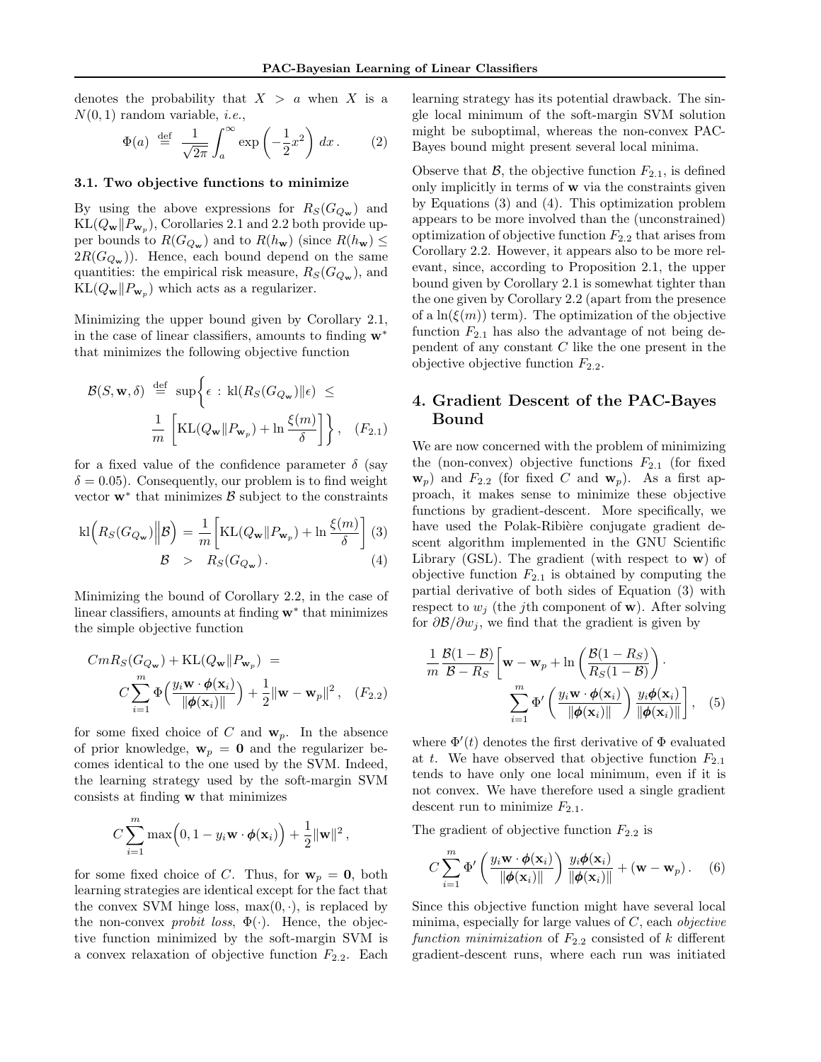denotes the probability that $X > a$ when $X$ is a $N(0,1)$ random variable, *i.e.*,

$$\Phi(a) \stackrel{\text{def}}{=} \frac{1}{\sqrt{2\pi}} \int_a^\infty \exp\left(-\frac{1}{2}x^2\right) dx\,. \qquad (2)$$

### 3.1. Two objective functions to minimize

By using the above expressions for $R_S(G_{Q_\mathbf{w}})$ and $\mathrm{KL}(Q_\mathbf{w} \| P_{\mathbf{w}_p})$, Corollaries 2.1 and 2.2 both provide upper bounds to $R(G_{Q_\mathbf{w}})$ and to $R(h_\mathbf{w})$ (since $R(h_\mathbf{w}) \leq 2R(G_{Q_\mathbf{w}})$). Hence, each bound depend on the same quantities: the empirical risk measure, $R_S(G_{Q_\mathbf{w}})$, and $\mathrm{KL}(Q_\mathbf{w} \| P_{\mathbf{w}_p})$ which acts as a regularizer.

Minimizing the upper bound given by Corollary 2.1, in the case of linear classifiers, amounts to finding $\mathbf{w}^*$ that minimizes the following objective function

$$\mathcal{B}(S, \mathbf{w}, \delta) \stackrel{\text{def}}{=} \sup\left\{\epsilon : \mathrm{kl}(R_S(G_{Q_\mathbf{w}}) \| \epsilon) \leq \frac{1}{m}\left[\mathrm{KL}(Q_\mathbf{w} \| P_{\mathbf{w}_p}) + \ln\frac{\xi(m)}{\delta}\right]\right\}, \quad (F_{2.1})$$

for a fixed value of the confidence parameter $\delta$ (say $\delta = 0.05$). Consequently, our problem is to find weight vector $\mathbf{w}^*$ that minimizes $\mathcal{B}$ subject to the constraints

$$\mathrm{kl}\Big(R_S(G_{Q_\mathbf{w}}) \Big\| \mathcal{B}\Big) = \frac{1}{m}\left[\mathrm{KL}(Q_\mathbf{w} \| P_{\mathbf{w}_p}) + \ln\frac{\xi(m)}{\delta}\right] \quad (3)$$

$$\mathcal{B} > R_S(G_{Q_\mathbf{w}})\,. \quad (4)$$

Minimizing the bound of Corollary 2.2, in the case of linear classifiers, amounts at finding $\mathbf{w}^*$ that minimizes the simple objective function

$$CmR_S(G_{Q_\mathbf{w}}) + \mathrm{KL}(Q_\mathbf{w} \| P_{\mathbf{w}_p}) = C\sum_{i=1}^m \Phi\Big(\frac{y_i \mathbf{w} \cdot \boldsymbol{\phi}(\mathbf{x}_i)}{\|\boldsymbol{\phi}(\mathbf{x}_i)\|}\Big) + \frac{1}{2}\|\mathbf{w} - \mathbf{w}_p\|^2\,, \quad (F_{2.2})$$

for some fixed choice of $C$ and $\mathbf{w}_p$. In the absence of prior knowledge, $\mathbf{w}_p = \mathbf{0}$ and the regularizer becomes identical to the one used by the SVM. Indeed, the learning strategy used by the soft-margin SVM consists at finding $\mathbf{w}$ that minimizes

$$C\sum_{i=1}^m \max\Big(0, 1 - y_i \mathbf{w} \cdot \boldsymbol{\phi}(\mathbf{x}_i)\Big) + \frac{1}{2}\|\mathbf{w}\|^2\,,$$

for some fixed choice of $C$. Thus, for $\mathbf{w}_p = \mathbf{0}$, both learning strategies are identical except for the fact that the convex SVM hinge loss, $\max(0, \cdot)$, is replaced by the non-convex *probit loss*, $\Phi(\cdot)$. Hence, the objective function minimized by the soft-margin SVM is a convex relaxation of objective function $F_{2.2}$. Each learning strategy has its potential drawback. The single local minimum of the soft-margin SVM solution might be suboptimal, whereas the non-convex PAC-Bayes bound might present several local minima.

Observe that $\mathcal{B}$, the objective function $F_{2.1}$, is defined only implicitly in terms of $\mathbf{w}$ via the constraints given by Equations (3) and (4). This optimization problem appears to be more involved than the (unconstrained) optimization of objective function $F_{2.2}$ that arises from Corollary 2.2. However, it appears also to be more relevant, since, according to Proposition 2.1, the upper bound given by Corollary 2.1 is somewhat tighter than the one given by Corollary 2.2 (apart from the presence of a $\ln(\xi(m))$ term). The optimization of the objective function $F_{2.1}$ has also the advantage of not being dependent of any constant $C$ like the one present in the objective objective function $F_{2.2}$.

## 4. Gradient Descent of the PAC-Bayes Bound

We are now concerned with the problem of minimizing the (non-convex) objective functions $F_{2.1}$ (for fixed $\mathbf{w}_p$) and $F_{2.2}$ (for fixed $C$ and $\mathbf{w}_p$). As a first approach, it makes sense to minimize these objective functions by gradient-descent. More specifically, we have used the Polak-Ribière conjugate gradient descent algorithm implemented in the GNU Scientific Library (GSL). The gradient (with respect to $\mathbf{w}$) of objective function $F_{2.1}$ is obtained by computing the partial derivative of both sides of Equation (3) with respect to $w_j$ (the $j$th component of $\mathbf{w}$). After solving for $\partial\mathcal{B}/\partial w_j$, we find that the gradient is given by

$$\frac{1}{m}\frac{\mathcal{B}(1-\mathcal{B})}{\mathcal{B} - R_S}\left[\mathbf{w} - \mathbf{w}_p + \ln\left(\frac{\mathcal{B}(1-R_S)}{R_S(1-\mathcal{B})}\right) \cdot \sum_{i=1}^m \Phi'\left(\frac{y_i \mathbf{w} \cdot \boldsymbol{\phi}(\mathbf{x}_i)}{\|\boldsymbol{\phi}(\mathbf{x}_i)\|}\right)\frac{y_i \boldsymbol{\phi}(\mathbf{x}_i)}{\|\boldsymbol{\phi}(\mathbf{x}_i)\|}\right], \quad (5)$$

where $\Phi'(t)$ denotes the first derivative of $\Phi$ evaluated at $t$. We have observed that objective function $F_{2.1}$ tends to have only one local minimum, even if it is not convex. We have therefore used a single gradient descent run to minimize $F_{2.1}$.

The gradient of objective function $F_{2.2}$ is

$$C\sum_{i=1}^m \Phi'\left(\frac{y_i \mathbf{w} \cdot \boldsymbol{\phi}(\mathbf{x}_i)}{\|\boldsymbol{\phi}(\mathbf{x}_i)\|}\right)\frac{y_i \boldsymbol{\phi}(\mathbf{x}_i)}{\|\boldsymbol{\phi}(\mathbf{x}_i)\|} + (\mathbf{w} - \mathbf{w}_p)\,. \quad (6)$$

Since this objective function might have several local minima, especially for large values of $C$, each *objective function minimization* of $F_{2.2}$ consisted of $k$ different gradient-descent runs, where each run was initiated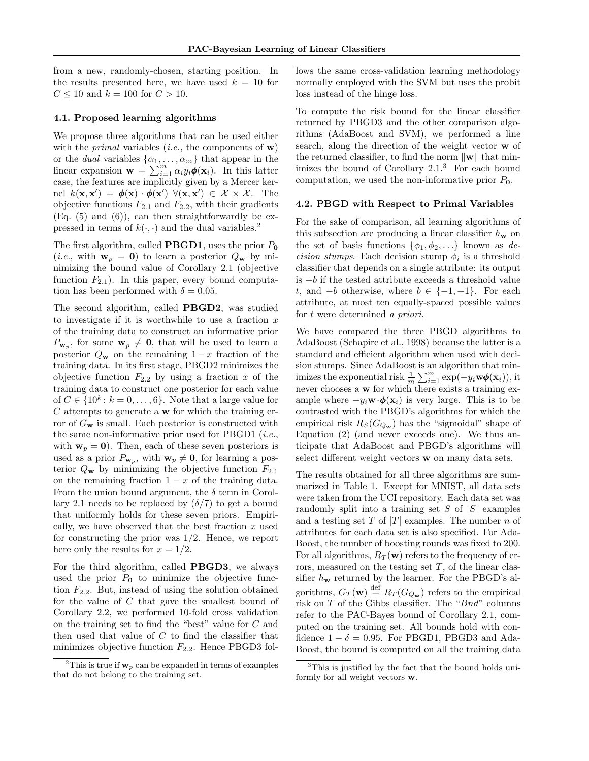from a new, randomly-chosen, starting position. In the results presented here, we have used $k = 10$ for $C \leq 10$ and $k = 100$ for $C > 10$.

### 4.1. Proposed learning algorithms

We propose three algorithms that can be used either with the *primal* variables (*i.e.*, the components of $\mathbf{w}$) or the *dual* variables $\{\alpha_1, \ldots, \alpha_m\}$ that appear in the linear expansion $\mathbf{w} = \sum_{i=1}^{m} \alpha_i y_i \boldsymbol{\phi}(\mathbf{x}_i)$. In this latter case, the features are implicitly given by a Mercer kernel $k(\mathbf{x}, \mathbf{x}') = \boldsymbol{\phi}(\mathbf{x}) \cdot \boldsymbol{\phi}(\mathbf{x}')\ \forall (\mathbf{x}, \mathbf{x}') \in \mathcal{X} \times \mathcal{X}$. The objective functions $F_{2.1}$ and $F_{2.2}$, with their gradients (Eq. (5) and (6)), can then straightforwardly be expressed in terms of $k(\cdot, \cdot)$ and the dual variables.[2]

The first algorithm, called **PBGD1**, uses the prior $P_{\mathbf{0}}$ (*i.e.*, with $\mathbf{w}_p = \mathbf{0}$) to learn a posterior $Q_{\mathbf{w}}$ by minimizing the bound value of Corollary 2.1 (objective function $F_{2.1}$). In this paper, every bound computation has been performed with $\delta = 0.05$.

The second algorithm, called **PBGD2**, was studied to investigate if it is worthwhile to use a fraction $x$ of the training data to construct an informative prior $P_{\mathbf{w}_p}$, for some $\mathbf{w}_p \neq \mathbf{0}$, that will be used to learn a posterior $Q_{\mathbf{w}}$ on the remaining $1-x$ fraction of the training data. In its first stage, PBGD2 minimizes the objective function $F_{2.2}$ by using a fraction $x$ of the training data to construct one posterior for each value of $C \in \{10^k : k = 0, \ldots, 6\}$. Note that a large value for $C$ attempts to generate a $\mathbf{w}$ for which the training error of $G_{\mathbf{w}}$ is small. Each posterior is constructed with the same non-informative prior used for PBGD1 (*i.e.*, with $\mathbf{w}_p = \mathbf{0}$). Then, each of these seven posteriors is used as a prior $P_{\mathbf{w}_p}$, with $\mathbf{w}_p \neq \mathbf{0}$, for learning a posterior $Q_{\mathbf{w}}$ by minimizing the objective function $F_{2.1}$ on the remaining fraction $1-x$ of the training data. From the union bound argument, the $\delta$ term in Corollary 2.1 needs to be replaced by $(\delta/7)$ to get a bound that uniformly holds for these seven priors. Empirically, we have observed that the best fraction $x$ used for constructing the prior was $1/2$. Hence, we report here only the results for $x = 1/2$.

For the third algorithm, called **PBGD3**, we always used the prior $P_{\mathbf{0}}$ to minimize the objective function $F_{2.2}$. But, instead of using the solution obtained for the value of $C$ that gave the smallest bound of Corollary 2.2, we performed 10-fold cross validation on the training set to find the "best" value for $C$ and then used that value of $C$ to find the classifier that minimizes objective function $F_{2.2}$. Hence PBGD3 follows the same cross-validation learning methodology normally employed with the SVM but uses the probit loss instead of the hinge loss.

To compute the risk bound for the linear classifier returned by PBGD3 and the other comparison algorithms (AdaBoost and SVM), we performed a line search, along the direction of the weight vector $\mathbf{w}$ of the returned classifier, to find the norm $\|\mathbf{w}\|$ that minimizes the bound of Corollary 2.1.[3] For each bound computation, we used the non-informative prior $P_{\mathbf{0}}$.

### 4.2. PBGD with Respect to Primal Variables

For the sake of comparison, all learning algorithms of this subsection are producing a linear classifier $h_{\mathbf{w}}$ on the set of basis functions $\{\phi_1, \phi_2, \ldots\}$ known as *decision stumps*. Each decision stump $\phi_i$ is a threshold classifier that depends on a single attribute: its output is $+b$ if the tested attribute exceeds a threshold value $t$, and $-b$ otherwise, where $b \in \{-1, +1\}$. For each attribute, at most ten equally-spaced possible values for $t$ were determined *a priori*.

We have compared the three PBGD algorithms to AdaBoost (Schapire et al., 1998) because the latter is a standard and efficient algorithm when used with decision stumps. Since AdaBoost is an algorithm that minimizes the exponential risk $\frac{1}{m}\sum_{i=1}^{m} \exp(-y_i \mathbf{w}\boldsymbol{\phi}(\mathbf{x}_i))$, it never chooses a $\mathbf{w}$ for which there exists a training example where $-y_i \mathbf{w} \cdot \boldsymbol{\phi}(\mathbf{x}_i)$ is very large. This is to be contrasted with the PBGD's algorithms for which the empirical risk $R_S(G_{Q_{\mathbf{w}}})$ has the "sigmoidal" shape of Equation (2) (and never exceeds one). We thus anticipate that AdaBoost and PBGD's algorithms will select different weight vectors $\mathbf{w}$ on many data sets.

The results obtained for all three algorithms are summarized in Table 1. Except for MNIST, all data sets were taken from the UCI repository. Each data set was randomly split into a training set $S$ of $|S|$ examples and a testing set $T$ of $|T|$ examples. The number $n$ of attributes for each data set is also specified. For AdaBoost, the number of boosting rounds was fixed to 200. For all algorithms, $R_T(\mathbf{w})$ refers to the frequency of errors, measured on the testing set $T$, of the linear classifier $h_{\mathbf{w}}$ returned by the learner. For the PBGD's algorithms, $G_T(\mathbf{w}) \stackrel{\text{def}}{=} R_T(G_{Q_{\mathbf{w}}})$ refers to the empirical risk on $T$ of the Gibbs classifier. The "*Bnd*" columns refer to the PAC-Bayes bound of Corollary 2.1, computed on the training set. All bounds hold with confidence $1 - \delta = 0.95$. For PBGD1, PBGD3 and AdaBoost, the bound is computed on all the training data

[2] This is true if $\mathbf{w}_p$ can be expanded in terms of examples that do not belong to the training set.

[3] This is justified by the fact that the bound holds uniformly for all weight vectors $\mathbf{w}$.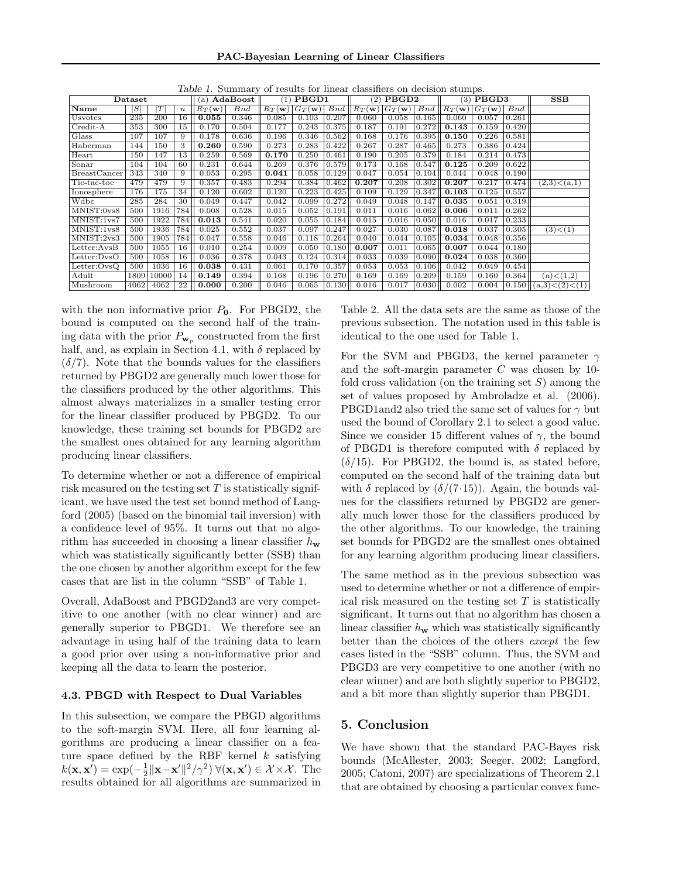Table 1. Summary of results for linear classifiers on decision stumps.

| Dataset | | | | (a) **AdaBoost** | | (1) **PBGD1** | | | (2) **PBGD2** | | | (3) **PBGD3** | | | **SSB** |
|---|---|---|---|---|---|---|---|---|---|---|---|---|---|---|---|
| **Name** | $\lvert S\rvert$ | $\lvert T\rvert$ | $n$ | $R_T(\mathbf{w})$ | *Bnd* | $R_T(\mathbf{w})$ | $G_T(\mathbf{w})$ | *Bnd* | $R_T(\mathbf{w})$ | $G_T(\mathbf{w})$ | *Bnd* | $R_T(\mathbf{w})$ | $G_T(\mathbf{w})$ | *Bnd* | |
| Usvotes | 235 | 200 | 16 | **0.055** | 0.346 | 0.085 | 0.103 | 0.207 | 0.060 | 0.058 | 0.165 | 0.060 | 0.057 | 0.261 | |
| Credit-A | 353 | 300 | 15 | 0.170 | 0.504 | 0.177 | 0.243 | 0.375 | 0.187 | 0.191 | 0.272 | **0.143** | 0.159 | 0.420 | |
| Glass | 107 | 107 | 9 | 0.178 | 0.636 | 0.196 | 0.346 | 0.562 | 0.168 | 0.176 | 0.395 | **0.150** | 0.226 | 0.581 | |
| Haberman | 144 | 150 | 3 | **0.260** | 0.590 | 0.273 | 0.283 | 0.422 | 0.267 | 0.287 | 0.465 | 0.273 | 0.386 | 0.424 | |
| Heart | 150 | 147 | 13 | 0.259 | 0.569 | **0.170** | 0.250 | 0.461 | 0.190 | 0.205 | 0.379 | 0.184 | 0.214 | 0.473 | |
| Sonar | 104 | 104 | 60 | 0.231 | 0.644 | 0.269 | 0.376 | 0.579 | 0.173 | 0.168 | 0.547 | **0.125** | 0.209 | 0.622 | |
| BreastCancer | 343 | 340 | 9 | 0.053 | 0.295 | **0.041** | 0.058 | 0.129 | 0.047 | 0.054 | 0.104 | 0.044 | 0.048 | 0.190 | |
| Tic-tac-toe | 479 | 479 | 9 | 0.357 | 0.483 | 0.294 | 0.384 | 0.462 | **0.207** | 0.208 | 0.302 | **0.207** | 0.217 | 0.474 | (2,3)<(a,1) |
| Ionosphere | 176 | 175 | 34 | 0.120 | 0.602 | 0.120 | 0.223 | 0.425 | 0.109 | 0.129 | 0.347 | **0.103** | 0.125 | 0.557 | |
| Wdbc | 285 | 284 | 30 | 0.049 | 0.447 | 0.042 | 0.099 | 0.272 | 0.049 | 0.048 | 0.147 | **0.035** | 0.051 | 0.319 | |
| MNIST:0vs8 | 500 | 1916 | 784 | 0.008 | 0.528 | 0.015 | 0.052 | 0.191 | 0.011 | 0.016 | 0.062 | **0.006** | 0.011 | 0.262 | |
| MNIST:1vs7 | 500 | 1922 | 784 | **0.013** | 0.541 | 0.020 | 0.055 | 0.184 | 0.015 | 0.016 | 0.050 | 0.016 | 0.017 | 0.233 | |
| MNIST:1vs8 | 500 | 1936 | 784 | 0.025 | 0.552 | 0.037 | 0.097 | 0.247 | 0.027 | 0.030 | 0.087 | **0.018** | 0.037 | 0.305 | (3)<(1) |
| MNIST:2vs3 | 500 | 1905 | 784 | 0.047 | 0.558 | 0.046 | 0.118 | 0.264 | 0.040 | 0.044 | 0.105 | **0.034** | 0.048 | 0.356 | |
| Letter:AvsB | 500 | 1055 | 16 | 0.010 | 0.254 | 0.009 | 0.050 | 0.180 | **0.007** | 0.011 | 0.065 | **0.007** | 0.044 | 0.180 | |
| Letter:DvsO | 500 | 1058 | 16 | 0.036 | 0.378 | 0.043 | 0.124 | 0.314 | 0.033 | 0.039 | 0.090 | **0.024** | 0.038 | 0.360 | |
| Letter:OvsQ | 500 | 1036 | 16 | **0.038** | 0.431 | 0.061 | 0.170 | 0.357 | 0.053 | 0.053 | 0.106 | 0.042 | 0.049 | 0.454 | |
| Adult | 1809 | 10000 | 14 | **0.149** | 0.394 | 0.168 | 0.196 | 0.270 | 0.169 | 0.169 | 0.209 | 0.159 | 0.160 | 0.364 | (a)<(1,2) |
| Mushroom | 4062 | 4062 | 22 | **0.000** | 0.200 | 0.046 | 0.065 | 0.130 | 0.016 | 0.017 | 0.030 | 0.002 | 0.004 | 0.150 | (a,3)<(2)<(1) |

with the non informative prior $P_{\mathbf{0}}$. For PBGD2, the bound is computed on the second half of the training data with the prior $P_{\mathbf{w}_p}$ constructed from the first half, and, as explain in Section 4.1, with $\delta$ replaced by $(\delta/7)$. Note that the bounds values for the classifiers returned by PBGD2 are generally much lower those for the classifiers produced by the other algorithms. This almost always materializes in a smaller testing error for the linear classifier produced by PBGD2. To our knowledge, these training set bounds for PBGD2 are the smallest ones obtained for any learning algorithm producing linear classifiers.

To determine whether or not a difference of empirical risk measured on the testing set $T$ is statistically significant, we have used the test set bound method of Langford (2005) (based on the binomial tail inversion) with a confidence level of 95%. It turns out that no algorithm has succeeded in choosing a linear classifier $h_{\mathbf{w}}$ which was statistically significantly better (SSB) than the one chosen by another algorithm except for the few cases that are list in the column "SSB" of Table 1.

Overall, AdaBoost and PBGD2and3 are very competitive to one another (with no clear winner) and are generally superior to PBGD1. We therefore see an advantage in using half of the training data to learn a good prior over using a non-informative prior and keeping all the data to learn the posterior.

### 4.3. PBGD with Respect to Dual Variables

In this subsection, we compare the PBGD algorithms to the soft-margin SVM. Here, all four learning algorithms are producing a linear classifier on a feature space defined by the RBF kernel $k$ satisfying $k(\mathbf{x}, \mathbf{x}') = \exp(-\frac{1}{2}\|\mathbf{x}-\mathbf{x}'\|^2/\gamma^2)\ \forall(\mathbf{x}, \mathbf{x}') \in \mathcal{X}\times\mathcal{X}$. The results obtained for all algorithms are summarized in Table 2. All the data sets are the same as those of the previous subsection. The notation used in this table is identical to the one used for Table 1.

For the SVM and PBGD3, the kernel parameter $\gamma$ and the soft-margin parameter $C$ was chosen by 10-fold cross validation (on the training set $S$) among the set of values proposed by Ambroladze et al. (2006). PBGD1and2 also tried the same set of values for $\gamma$ but used the bound of Corollary 2.1 to select a good value. Since we consider 15 different values of $\gamma$, the bound of PBGD1 is therefore computed with $\delta$ replaced by $(\delta/15)$. For PBGD2, the bound is, as stated before, computed on the second half of the training data but with $\delta$ replaced by $(\delta/(7\cdot 15))$. Again, the bounds values for the classifiers returned by PBGD2 are generally much lower those for the classifiers produced by the other algorithms. To our knowledge, the training set bounds for PBGD2 are the smallest ones obtained for any learning algorithm producing linear classifiers.

The same method as in the previous subsection was used to determine whether or not a difference of empirical risk measured on the testing set $T$ is statistically significant. It turns out that no algorithm has chosen a linear classifier $h_{\mathbf{w}}$ which was statistically significantly better than the choices of the others *except* the few cases listed in the "SSB" column. Thus, the SVM and PBGD3 are very competitive to one another (with no clear winner) and are both slightly superior to PBGD2, and a bit more than slightly superior than PBGD1.

## 5. Conclusion

We have shown that the standard PAC-Bayes risk bounds (McAllester, 2003; Seeger, 2002; Langford, 2005; Catoni, 2007) are specializations of Theorem 2.1 that are obtained by choosing a particular convex func-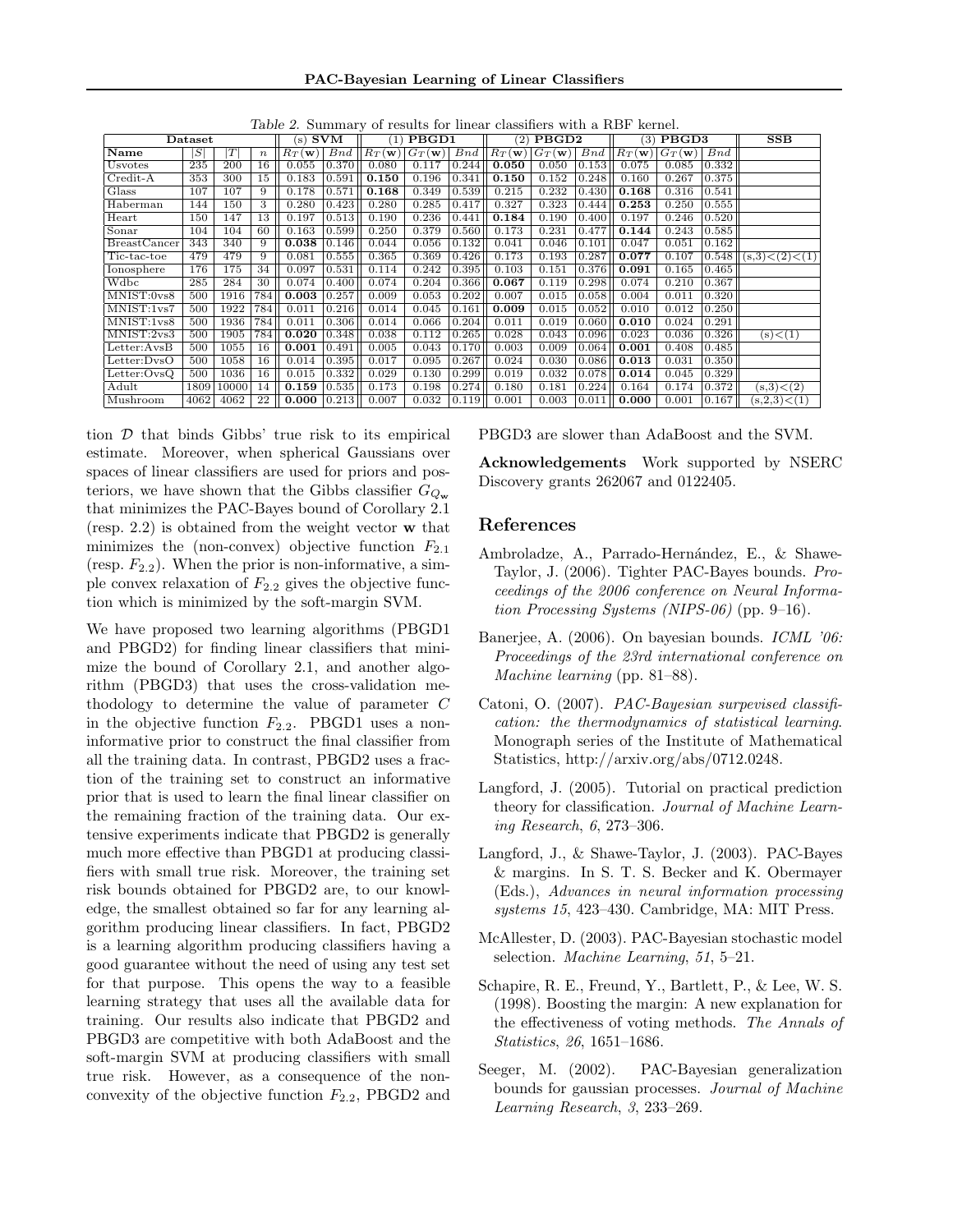Table 2. Summary of results for linear classifiers with a RBF kernel.

| Dataset | | | | (s) SVM | | (1) PBGD1 | | | (2) PBGD2 | | | (3) PBGD3 | | | SSB |
|---|---|---|---|---|---|---|---|---|---|---|---|---|---|---|---|
| Name | $\|S\|$ | $\|T\|$ | $n$ | $R_T(\mathbf{w})$ | $Bnd$ | $R_T(\mathbf{w})$ | $G_T(\mathbf{w})$ | $Bnd$ | $R_T(\mathbf{w})$ | $G_T(\mathbf{w})$ | $Bnd$ | $R_T(\mathbf{w})$ | $G_T(\mathbf{w})$ | $Bnd$ | |
| Usvotes | 235 | 200 | 16 | 0.055 | 0.370 | 0.080 | 0.117 | 0.244 | **0.050** | 0.050 | 0.153 | 0.075 | 0.085 | 0.332 | |
| Credit-A | 353 | 300 | 15 | 0.183 | 0.591 | **0.150** | 0.196 | 0.341 | **0.150** | 0.152 | 0.248 | 0.160 | 0.267 | 0.375 | |
| Glass | 107 | 107 | 9 | 0.178 | 0.571 | **0.168** | 0.349 | 0.539 | 0.215 | 0.232 | 0.430 | **0.168** | 0.316 | 0.541 | |
| Haberman | 144 | 150 | 3 | 0.280 | 0.423 | 0.280 | 0.285 | 0.417 | 0.327 | 0.323 | 0.444 | **0.253** | 0.250 | 0.555 | |
| Heart | 150 | 147 | 13 | 0.197 | 0.513 | 0.190 | 0.236 | 0.441 | **0.184** | 0.190 | 0.400 | 0.197 | 0.246 | 0.520 | |
| Sonar | 104 | 104 | 60 | 0.163 | 0.599 | 0.250 | 0.379 | 0.560 | 0.173 | 0.231 | 0.477 | **0.144** | 0.243 | 0.585 | |
| BreastCancer | 343 | 340 | 9 | **0.038** | 0.146 | 0.044 | 0.056 | 0.132 | 0.041 | 0.046 | 0.101 | 0.047 | 0.051 | 0.162 | |
| Tic-tac-toe | 479 | 479 | 9 | 0.081 | 0.555 | 0.365 | 0.369 | 0.426 | 0.173 | 0.193 | 0.287 | **0.077** | 0.107 | 0.548 | (s,3)<(2)<(1) |
| Ionosphere | 176 | 175 | 34 | 0.097 | 0.531 | 0.114 | 0.242 | 0.395 | 0.103 | 0.151 | 0.376 | **0.091** | 0.165 | 0.465 | |
| Wdbc | 285 | 284 | 30 | 0.074 | 0.400 | 0.074 | 0.204 | 0.366 | **0.067** | 0.119 | 0.298 | 0.074 | 0.210 | 0.367 | |
| MNIST:0vs8 | 500 | 1916 | 784 | **0.003** | 0.257 | 0.009 | 0.053 | 0.202 | 0.007 | 0.015 | 0.058 | 0.004 | 0.011 | 0.320 | |
| MNIST:1vs7 | 500 | 1922 | 784 | 0.011 | 0.216 | 0.014 | 0.045 | 0.161 | **0.009** | 0.015 | 0.052 | 0.010 | 0.012 | 0.250 | |
| MNIST:1vs8 | 500 | 1936 | 784 | 0.011 | 0.306 | 0.014 | 0.066 | 0.204 | 0.011 | 0.019 | 0.060 | **0.010** | 0.024 | 0.291 | |
| MNIST:2vs3 | 500 | 1905 | 784 | **0.020** | 0.348 | 0.038 | 0.112 | 0.265 | 0.028 | 0.043 | 0.096 | 0.023 | 0.036 | 0.326 | (s)<(1) |
| Letter:AvsB | 500 | 1055 | 16 | **0.001** | 0.491 | 0.005 | 0.043 | 0.170 | 0.003 | 0.009 | 0.064 | **0.001** | 0.408 | 0.485 | |
| Letter:DvsO | 500 | 1058 | 16 | 0.014 | 0.395 | 0.017 | 0.095 | 0.267 | 0.024 | 0.030 | 0.086 | **0.013** | 0.031 | 0.350 | |
| Letter:OvsQ | 500 | 1036 | 16 | 0.015 | 0.332 | 0.029 | 0.130 | 0.299 | 0.019 | 0.032 | 0.078 | **0.014** | 0.045 | 0.329 | |
| Adult | 1809 | 10000 | 14 | **0.159** | 0.535 | 0.173 | 0.198 | 0.274 | 0.180 | 0.181 | 0.224 | 0.164 | 0.174 | 0.372 | (s,3)<(2) |
| Mushroom | 4062 | 4062 | 22 | **0.000** | 0.213 | 0.007 | 0.032 | 0.119 | 0.001 | 0.003 | 0.011 | **0.000** | 0.001 | 0.167 | (s,2,3)<(1) |

tion $\mathcal{D}$ that binds Gibbs' true risk to its empirical estimate. Moreover, when spherical Gaussians over spaces of linear classifiers are used for priors and posteriors, we have shown that the Gibbs classifier $G_{Q_{\mathbf{w}}}$ that minimizes the PAC-Bayes bound of Corollary 2.1 (resp. 2.2) is obtained from the weight vector $\mathbf{w}$ that minimizes the (non-convex) objective function $F_{2.1}$ (resp. $F_{2.2}$). When the prior is non-informative, a simple convex relaxation of $F_{2.2}$ gives the objective function which is minimized by the soft-margin SVM.

We have proposed two learning algorithms (PBGD1 and PBGD2) for finding linear classifiers that minimize the bound of Corollary 2.1, and another algorithm (PBGD3) that uses the cross-validation methodology to determine the value of parameter $C$ in the objective function $F_{2.2}$. PBGD1 uses a non-informative prior to construct the final classifier from all the training data. In contrast, PBGD2 uses a fraction of the training set to construct an informative prior that is used to learn the final linear classifier on the remaining fraction of the training data. Our extensive experiments indicate that PBGD2 is generally much more effective than PBGD1 at producing classifiers with small true risk. Moreover, the training set risk bounds obtained for PBGD2 are, to our knowledge, the smallest obtained so far for any learning algorithm producing linear classifiers. In fact, PBGD2 is a learning algorithm producing classifiers having a good guarantee without the need of using any test set for that purpose. This opens the way to a feasible learning strategy that uses all the available data for training. Our results also indicate that PBGD2 and PBGD3 are competitive with both AdaBoost and the soft-margin SVM at producing classifiers with small true risk. However, as a consequence of the non-convexity of the objective function $F_{2.2}$, PBGD2 and PBGD3 are slower than AdaBoost and the SVM.

**Acknowledgements** Work supported by NSERC Discovery grants 262067 and 0122405.

## References

Ambroladze, A., Parrado-Hernández, E., & Shawe-Taylor, J. (2006). Tighter PAC-Bayes bounds. *Proceedings of the 2006 conference on Neural Information Processing Systems (NIPS-06)* (pp. 9–16).

Banerjee, A. (2006). On bayesian bounds. *ICML '06: Proceedings of the 23rd international conference on Machine learning* (pp. 81–88).

Catoni, O. (2007). *PAC-Bayesian surpevised classification: the thermodynamics of statistical learning*. Monograph series of the Institute of Mathematical Statistics, http://arxiv.org/abs/0712.0248.

Langford, J. (2005). Tutorial on practical prediction theory for classification. *Journal of Machine Learning Research*, *6*, 273–306.

Langford, J., & Shawe-Taylor, J. (2003). PAC-Bayes & margins. In S. T. S. Becker and K. Obermayer (Eds.), *Advances in neural information processing systems 15*, 423–430. Cambridge, MA: MIT Press.

McAllester, D. (2003). PAC-Bayesian stochastic model selection. *Machine Learning*, *51*, 5–21.

Schapire, R. E., Freund, Y., Bartlett, P., & Lee, W. S. (1998). Boosting the margin: A new explanation for the effectiveness of voting methods. *The Annals of Statistics*, *26*, 1651–1686.

Seeger, M. (2002). PAC-Bayesian generalization bounds for gaussian processes. *Journal of Machine Learning Research*, *3*, 233–269.